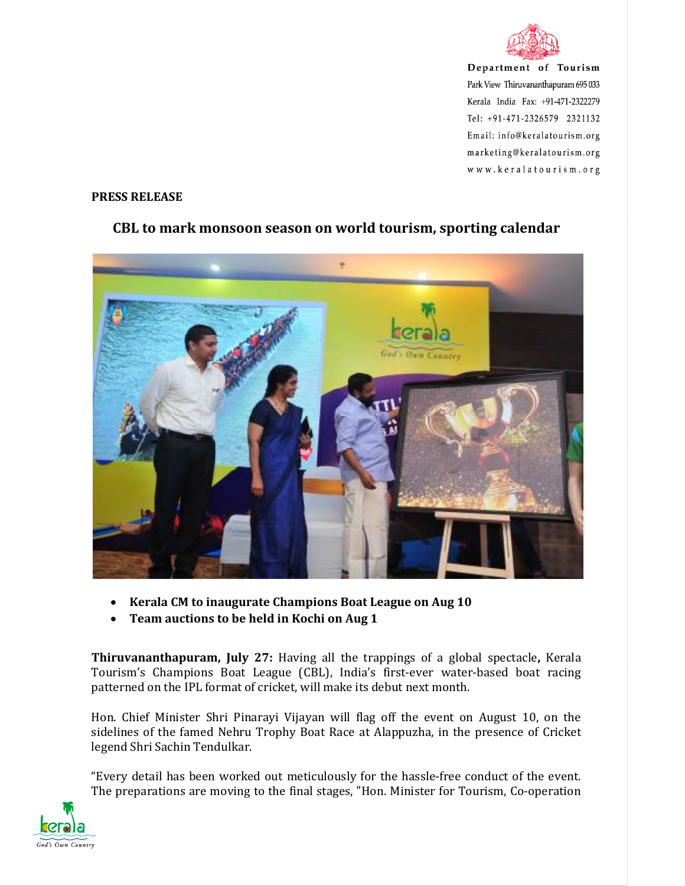Department of Tourism
Park View Thiruvananthapuram 695 033
Kerala India Fax: +91-471-2322279
Tel: +91-471-2326579 2321132
Email: info@keralatourism.org
marketing@keralatourism.org
www.keralatourism.org

**PRESS RELEASE**

## CBL to mark monsoon season on world tourism, sporting calendar

- **Kerala CM to inaugurate Champions Boat League on Aug 10**
- **Team auctions to be held in Kochi on Aug 1**

**Thiruvananthapuram, July 27:** Having all the trappings of a global spectacle**,** Kerala Tourism's Champions Boat League (CBL), India's first-ever water-based boat racing patterned on the IPL format of cricket, will make its debut next month.

Hon. Chief Minister Shri Pinarayi Vijayan will flag off the event on August 10, on the sidelines of the famed Nehru Trophy Boat Race at Alappuzha, in the presence of Cricket legend Shri Sachin Tendulkar.

"Every detail has been worked out meticulously for the hassle-free conduct of the event. The preparations are moving to the final stages, "Hon. Minister for Tourism, Co-operation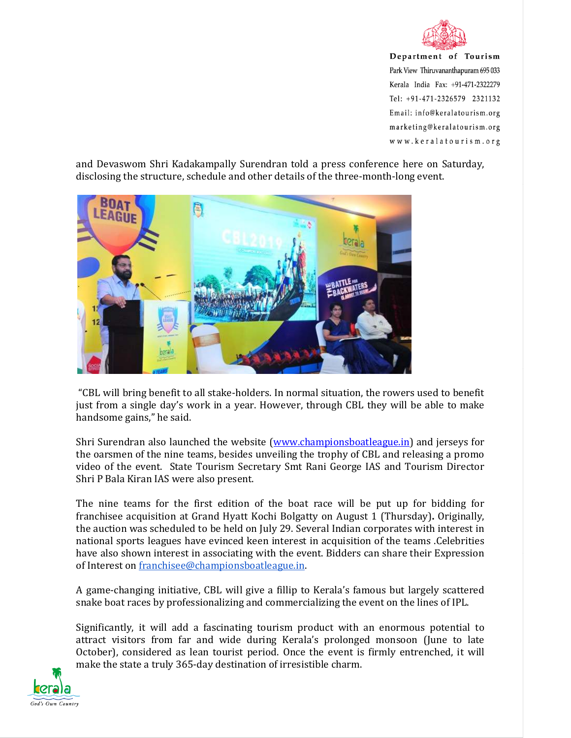and Devaswom Shri Kadakampally Surendran told a press conference here on Saturday, disclosing the structure, schedule and other details of the three-month-long event.

"CBL will bring benefit to all stake-holders. In normal situation, the rowers used to benefit just from a single day's work in a year. However, through CBL they will be able to make handsome gains," he said.

Shri Surendran also launched the website (www.championsboatleague.in) and jerseys for the oarsmen of the nine teams, besides unveiling the trophy of CBL and releasing a promo video of the event. State Tourism Secretary Smt Rani George IAS and Tourism Director Shri P Bala Kiran IAS were also present.

The nine teams for the first edition of the boat race will be put up for bidding for franchisee acquisition at Grand Hyatt Kochi Bolgatty on August 1 (Thursday)**.** Originally, the auction was scheduled to be held on July 29. Several Indian corporates with interest in national sports leagues have evinced keen interest in acquisition of the teams .Celebrities have also shown interest in associating with the event. Bidders can share their Expression of Interest on franchisee@championsboatleague.in.

A game-changing initiative, CBL will give a fillip to Kerala's famous but largely scattered snake boat races by professionalizing and commercializing the event on the lines of IPL.

Significantly, it will add a fascinating tourism product with an enormous potential to attract visitors from far and wide during Kerala's prolonged monsoon (June to late October), considered as lean tourist period. Once the event is firmly entrenched, it will make the state a truly 365-day destination of irresistible charm.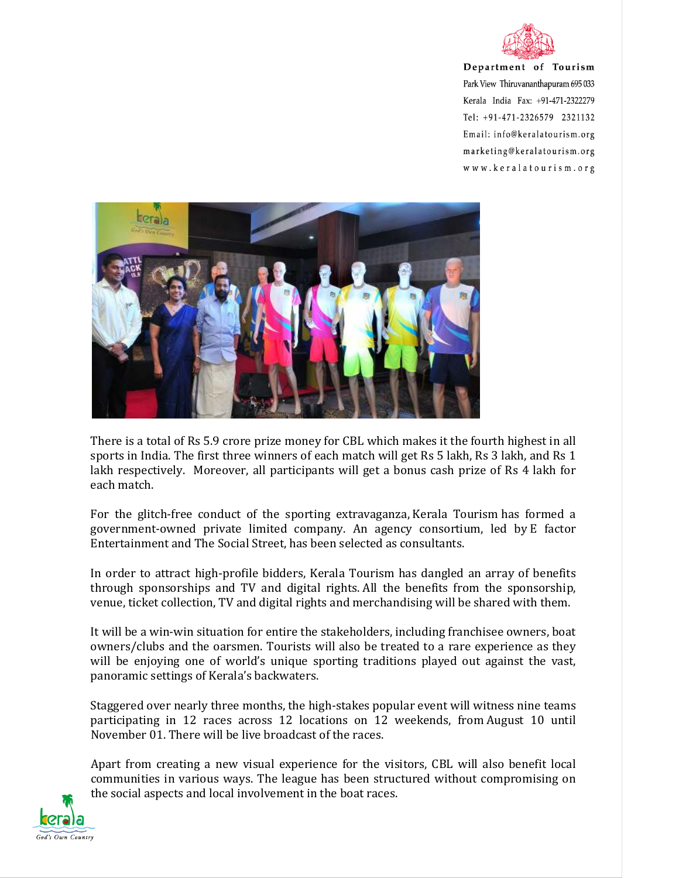Department of Tourism
Park View Thiruvananthapuram 695 033
Kerala India Fax: +91-471-2322279
Tel: +91-471-2326579 2321132
Email: info@keralatourism.org
marketing@keralatourism.org
www.keralatourism.org

There is a total of Rs 5.9 crore prize money for CBL which makes it the fourth highest in all sports in India. The first three winners of each match will get Rs 5 lakh, Rs 3 lakh, and Rs 1 lakh respectively. Moreover, all participants will get a bonus cash prize of Rs 4 lakh for each match.

For the glitch-free conduct of the sporting extravaganza, Kerala Tourism has formed a government-owned private limited company. An agency consortium, led by E factor Entertainment and The Social Street, has been selected as consultants.

In order to attract high-profile bidders, Kerala Tourism has dangled an array of benefits through sponsorships and TV and digital rights. All the benefits from the sponsorship, venue, ticket collection, TV and digital rights and merchandising will be shared with them.

It will be a win-win situation for entire the stakeholders, including franchisee owners, boat owners/clubs and the oarsmen. Tourists will also be treated to a rare experience as they will be enjoying one of world's unique sporting traditions played out against the vast, panoramic settings of Kerala's backwaters.

Staggered over nearly three months, the high-stakes popular event will witness nine teams participating in 12 races across 12 locations on 12 weekends, from August 10 until November 01. There will be live broadcast of the races.

Apart from creating a new visual experience for the visitors, CBL will also benefit local communities in various ways. The league has been structured without compromising on the social aspects and local involvement in the boat races.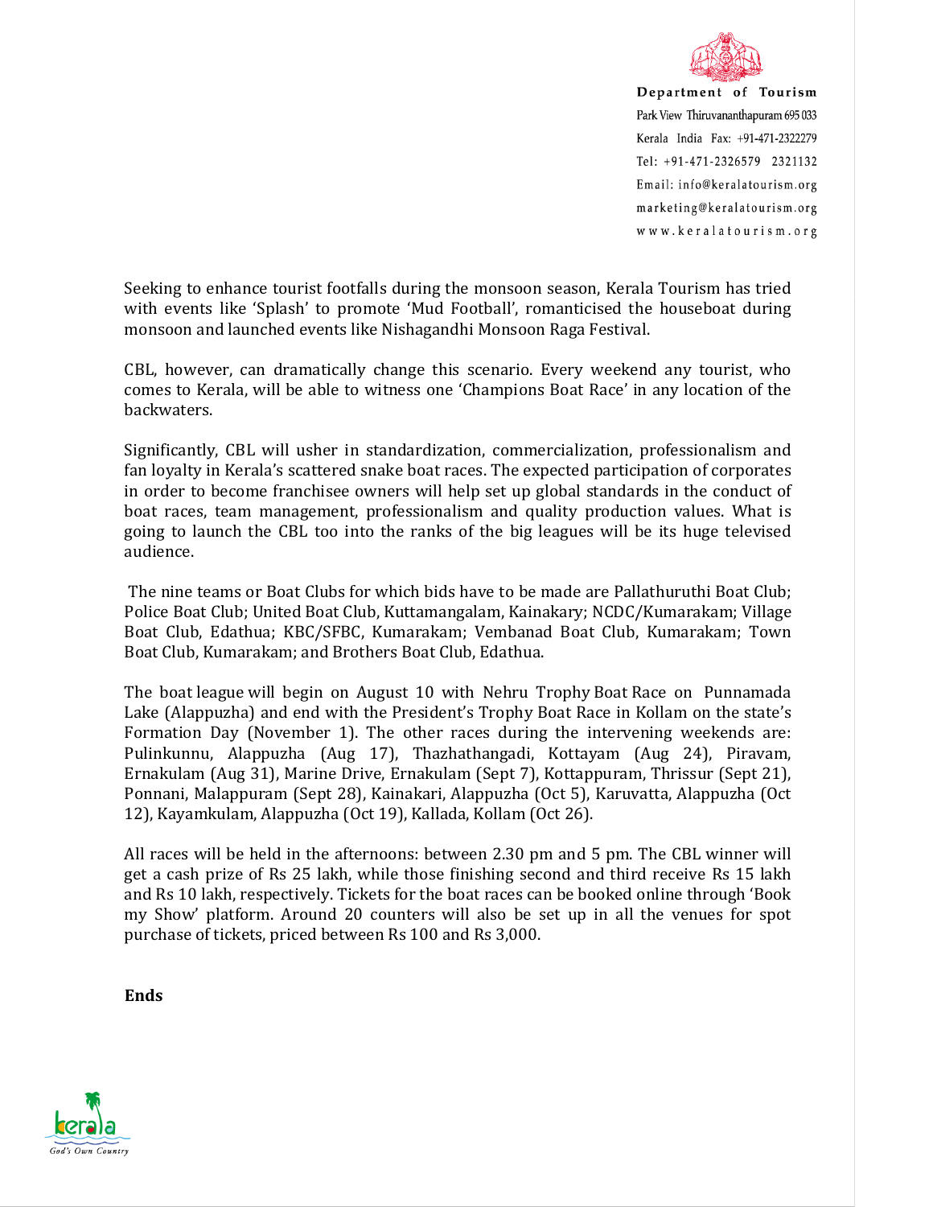Department of Tourism
Park View Thiruvananthapuram 695 033
Kerala India Fax: +91-471-2322279
Tel: +91-471-2326579 2321132
Email: info@keralatourism.org
marketing@keralatourism.org
www.keralatourism.org

Seeking to enhance tourist footfalls during the monsoon season, Kerala Tourism has tried with events like 'Splash' to promote 'Mud Football', romanticised the houseboat during monsoon and launched events like Nishagandhi Monsoon Raga Festival.

CBL, however, can dramatically change this scenario. Every weekend any tourist, who comes to Kerala, will be able to witness one 'Champions Boat Race' in any location of the backwaters.

Significantly, CBL will usher in standardization, commercialization, professionalism and fan loyalty in Kerala's scattered snake boat races. The expected participation of corporates in order to become franchisee owners will help set up global standards in the conduct of boat races, team management, professionalism and quality production values. What is going to launch the CBL too into the ranks of the big leagues will be its huge televised audience.

The nine teams or Boat Clubs for which bids have to be made are Pallathuruthi Boat Club; Police Boat Club; United Boat Club, Kuttamangalam, Kainakary; NCDC/Kumarakam; Village Boat Club, Edathua; KBC/SFBC, Kumarakam; Vembanad Boat Club, Kumarakam; Town Boat Club, Kumarakam; and Brothers Boat Club, Edathua.

The boat league will begin on August 10 with Nehru Trophy Boat Race on Punnamada Lake (Alappuzha) and end with the President's Trophy Boat Race in Kollam on the state's Formation Day (November 1). The other races during the intervening weekends are: Pulinkunnu, Alappuzha (Aug 17), Thazhathangadi, Kottayam (Aug 24), Piravam, Ernakulam (Aug 31), Marine Drive, Ernakulam (Sept 7), Kottappuram, Thrissur (Sept 21), Ponnani, Malappuram (Sept 28), Kainakari, Alappuzha (Oct 5), Karuvatta, Alappuzha (Oct 12), Kayamkulam, Alappuzha (Oct 19), Kallada, Kollam (Oct 26).

All races will be held in the afternoons: between 2.30 pm and 5 pm. The CBL winner will get a cash prize of Rs 25 lakh, while those finishing second and third receive Rs 15 lakh and Rs 10 lakh, respectively. Tickets for the boat races can be booked online through 'Book my Show' platform. Around 20 counters will also be set up in all the venues for spot purchase of tickets, priced between Rs 100 and Rs 3,000.

**Ends**